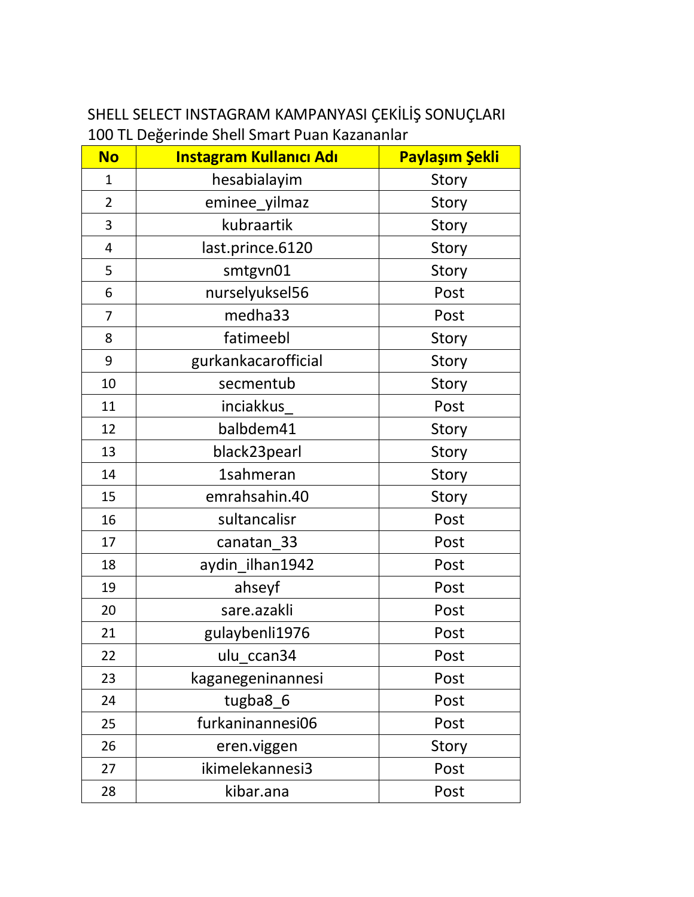SHELL SELECT INSTAGRAM KAMPANYASI ÇEKİLİŞ SONUÇLARI
100 TL Değerinde Shell Smart Puan Kazananlar

| No | Instagram Kullanıcı Adı | Paylaşım Şekli |
|---|---|---|
| 1 | hesabialayim | Story |
| 2 | eminee_yilmaz | Story |
| 3 | kubraartik | Story |
| 4 | last.prince.6120 | Story |
| 5 | smtgvn01 | Story |
| 6 | nurselyuksel56 | Post |
| 7 | medha33 | Post |
| 8 | fatimeebl | Story |
| 9 | gurkankacarofficial | Story |
| 10 | secmentub | Story |
| 11 | inciakkus_ | Post |
| 12 | balbdem41 | Story |
| 13 | black23pearl | Story |
| 14 | 1sahmeran | Story |
| 15 | emrahsahin.40 | Story |
| 16 | sultancalisr | Post |
| 17 | canatan_33 | Post |
| 18 | aydin_ilhan1942 | Post |
| 19 | ahseyf | Post |
| 20 | sare.azakli | Post |
| 21 | gulaybenli1976 | Post |
| 22 | ulu_ccan34 | Post |
| 23 | kaganegeninannesi | Post |
| 24 | tugba8_6 | Post |
| 25 | furkaninannesi06 | Post |
| 26 | eren.viggen | Story |
| 27 | ikimelekannesi3 | Post |
| 28 | kibar.ana | Post |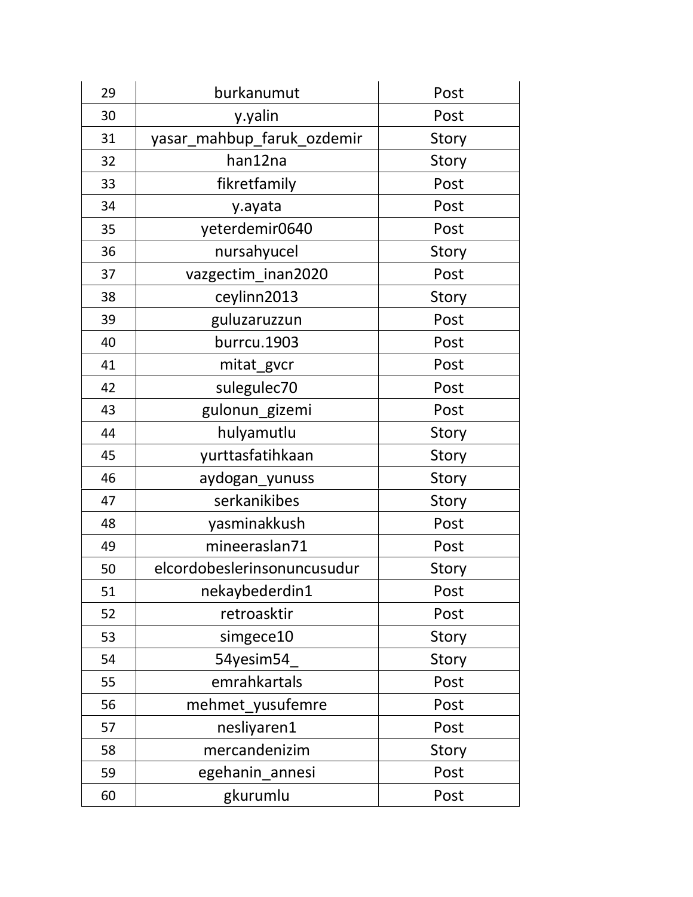| | | |
|---|---|---|
| 29 | burkanumut | Post |
| 30 | y.yalin | Post |
| 31 | yasar_mahbup_faruk_ozdemir | Story |
| 32 | han12na | Story |
| 33 | fikretfamily | Post |
| 34 | y.ayata | Post |
| 35 | yeterdemir0640 | Post |
| 36 | nursahyucel | Story |
| 37 | vazgectim_inan2020 | Post |
| 38 | ceylinn2013 | Story |
| 39 | guluzaruzzun | Post |
| 40 | burrcu.1903 | Post |
| 41 | mitat_gvcr | Post |
| 42 | sulegulec70 | Post |
| 43 | gulonun_gizemi | Post |
| 44 | hulyamutlu | Story |
| 45 | yurttasfatihkaan | Story |
| 46 | aydogan_yunuss | Story |
| 47 | serkanikibes | Story |
| 48 | yasminakkush | Post |
| 49 | mineeraslan71 | Post |
| 50 | elcordobeslerinsonuncusudur | Story |
| 51 | nekaybederdin1 | Post |
| 52 | retroasktir | Post |
| 53 | simgece10 | Story |
| 54 | 54yesim54_ | Story |
| 55 | emrahkartals | Post |
| 56 | mehmet_yusufemre | Post |
| 57 | nesliyaren1 | Post |
| 58 | mercandenizim | Story |
| 59 | egehanin_annesi | Post |
| 60 | gkurumlu | Post |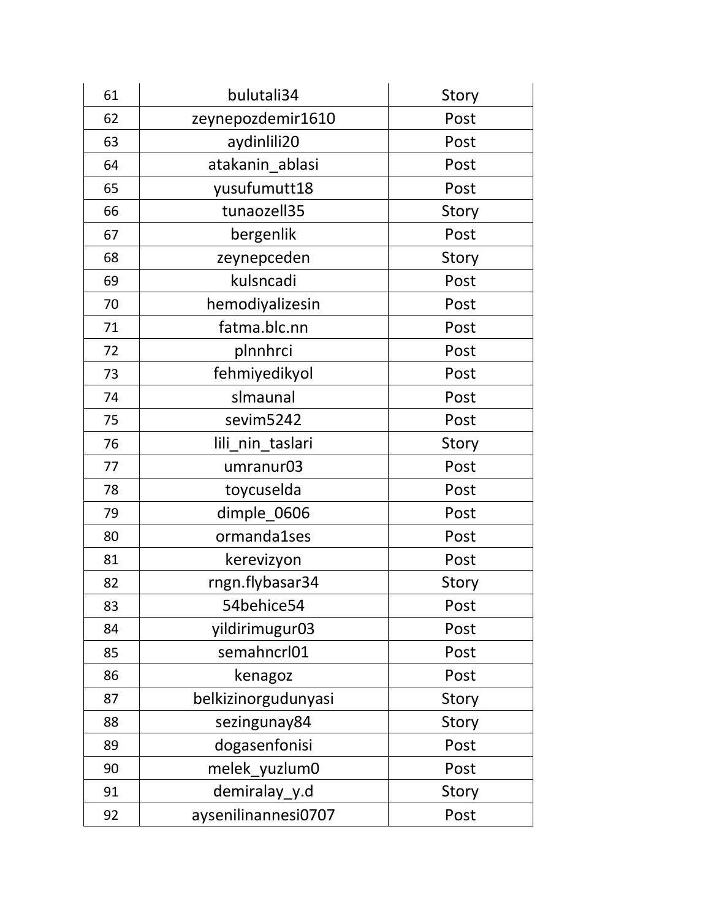| 61 | bulutali34 | Story |
|---|---|---|
| 62 | zeynepozdemir1610 | Post |
| 63 | aydinlili20 | Post |
| 64 | atakanin_ablasi | Post |
| 65 | yusufumutt18 | Post |
| 66 | tunaozell35 | Story |
| 67 | bergenlik | Post |
| 68 | zeynepceden | Story |
| 69 | kulsncadi | Post |
| 70 | hemodiyalizesin | Post |
| 71 | fatma.blc.nn | Post |
| 72 | plnnhrci | Post |
| 73 | fehmiyedikyol | Post |
| 74 | slmaunal | Post |
| 75 | sevim5242 | Post |
| 76 | lili_nin_taslari | Story |
| 77 | umranur03 | Post |
| 78 | toycuselda | Post |
| 79 | dimple_0606 | Post |
| 80 | ormanda1ses | Post |
| 81 | kerevizyon | Post |
| 82 | rngn.flybasar34 | Story |
| 83 | 54behice54 | Post |
| 84 | yildirimugur03 | Post |
| 85 | semahncrl01 | Post |
| 86 | kenagoz | Post |
| 87 | belkizinorgudunyasi | Story |
| 88 | sezingunay84 | Story |
| 89 | dogasenfonisi | Post |
| 90 | melek_yuzlum0 | Post |
| 91 | demiralay_y.d | Story |
| 92 | aysenilinannesi0707 | Post |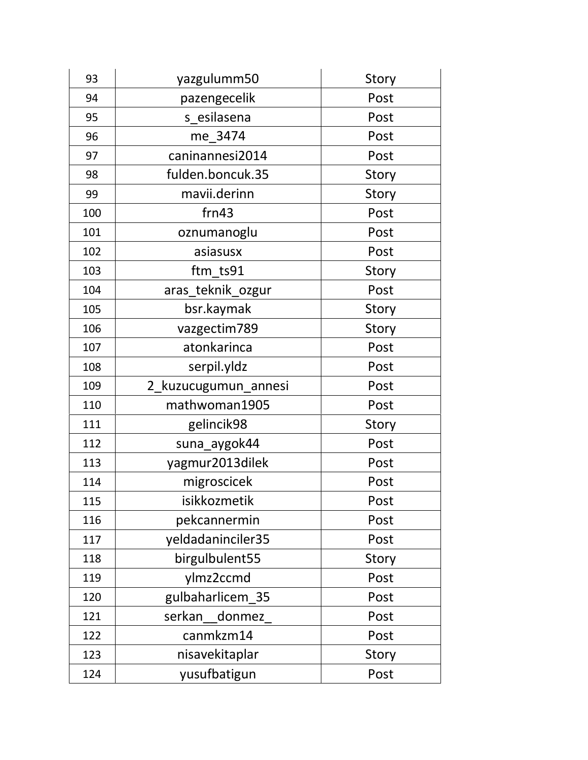| 93 | yazgulumm50 | Story |
|---|---|---|
| 94 | pazengecelik | Post |
| 95 | s_esilasena | Post |
| 96 | me_3474 | Post |
| 97 | caninannesi2014 | Post |
| 98 | fulden.boncuk.35 | Story |
| 99 | mavii.derinn | Story |
| 100 | frn43 | Post |
| 101 | oznumanoglu | Post |
| 102 | asiasusx | Post |
| 103 | ftm_ts91 | Story |
| 104 | aras_teknik_ozgur | Post |
| 105 | bsr.kaymak | Story |
| 106 | vazgectim789 | Story |
| 107 | atonkarinca | Post |
| 108 | serpil.yldz | Post |
| 109 | 2_kuzucugumun_annesi | Post |
| 110 | mathwoman1905 | Post |
| 111 | gelincik98 | Story |
| 112 | suna_aygok44 | Post |
| 113 | yagmur2013dilek | Post |
| 114 | migroscicek | Post |
| 115 | isikkozmetik | Post |
| 116 | pekcannermin | Post |
| 117 | yeldadaninciler35 | Post |
| 118 | birgulbulent55 | Story |
| 119 | ylmz2ccmd | Post |
| 120 | gulbaharlicem_35 | Post |
| 121 | serkan__donmez_ | Post |
| 122 | canmkzm14 | Post |
| 123 | nisavekitaplar | Story |
| 124 | yusufbatigun | Post |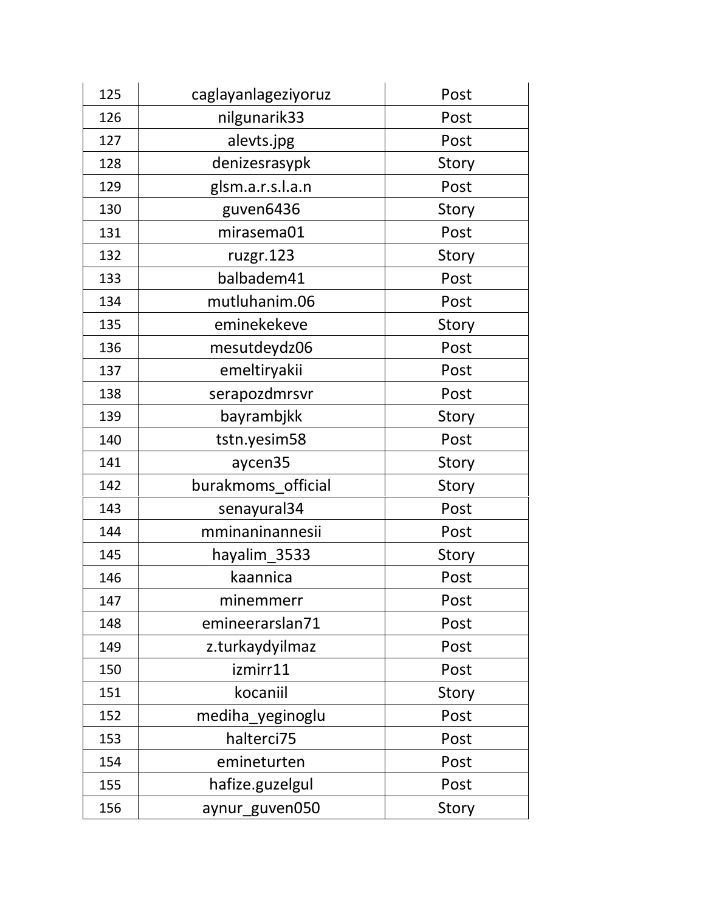| 125 | caglayanlageziyoruz | Post |
|---|---|---|
| 126 | nilgunarik33 | Post |
| 127 | alevts.jpg | Post |
| 128 | denizesrasypk | Story |
| 129 | glsm.a.r.s.l.a.n | Post |
| 130 | guven6436 | Story |
| 131 | mirasema01 | Post |
| 132 | ruzgr.123 | Story |
| 133 | balbadem41 | Post |
| 134 | mutluhanim.06 | Post |
| 135 | eminekekeve | Story |
| 136 | mesutdeydz06 | Post |
| 137 | emeltiryakii | Post |
| 138 | serapozdmrsvr | Post |
| 139 | bayrambjkk | Story |
| 140 | tstn.yesim58 | Post |
| 141 | aycen35 | Story |
| 142 | burakmoms_official | Story |
| 143 | senayural34 | Post |
| 144 | mminaninannesii | Post |
| 145 | hayalim_3533 | Story |
| 146 | kaannica | Post |
| 147 | minemmerr | Post |
| 148 | emineerarslan71 | Post |
| 149 | z.turkaydyilmaz | Post |
| 150 | izmirr11 | Post |
| 151 | kocaniil | Story |
| 152 | mediha_yeginoglu | Post |
| 153 | halterci75 | Post |
| 154 | emineturten | Post |
| 155 | hafize.guzelgul | Post |
| 156 | aynur_guven050 | Story |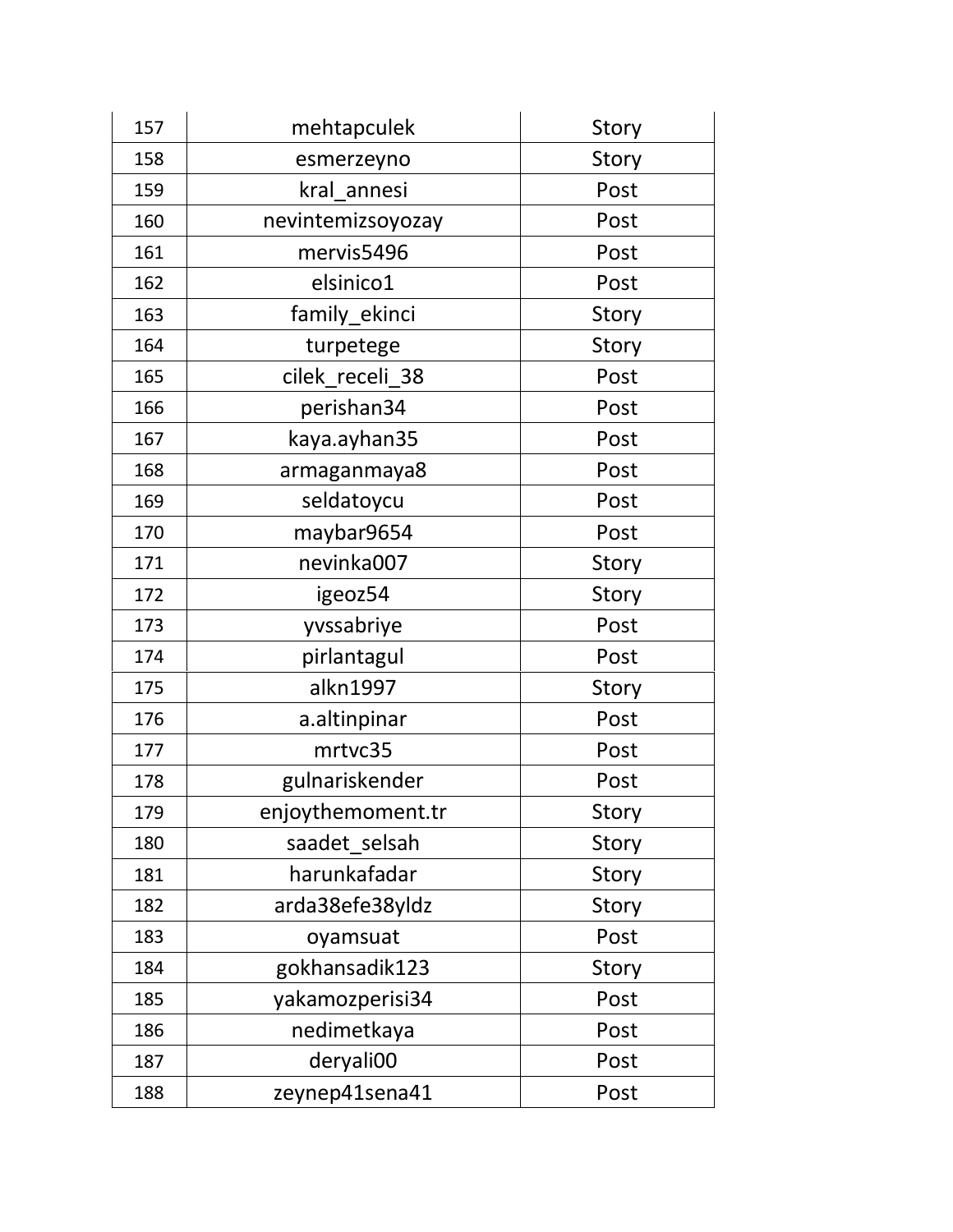| 157 | mehtapculek | Story |
|---|---|---|
| 158 | esmerzeyno | Story |
| 159 | kral_annesi | Post |
| 160 | nevintemizsoyozay | Post |
| 161 | mervis5496 | Post |
| 162 | elsinico1 | Post |
| 163 | family_ekinci | Story |
| 164 | turpetege | Story |
| 165 | cilek_receli_38 | Post |
| 166 | perishan34 | Post |
| 167 | kaya.ayhan35 | Post |
| 168 | armaganmaya8 | Post |
| 169 | seldatoycu | Post |
| 170 | maybar9654 | Post |
| 171 | nevinka007 | Story |
| 172 | igeoz54 | Story |
| 173 | yvssabriye | Post |
| 174 | pirlantagul | Post |
| 175 | alkn1997 | Story |
| 176 | a.altinpinar | Post |
| 177 | mrtvc35 | Post |
| 178 | gulnariskender | Post |
| 179 | enjoythemoment.tr | Story |
| 180 | saadet_selsah | Story |
| 181 | harunkafadar | Story |
| 182 | arda38efe38yldz | Story |
| 183 | oyamsuat | Post |
| 184 | gokhansadik123 | Story |
| 185 | yakamozperisi34 | Post |
| 186 | nedimetkaya | Post |
| 187 | deryali00 | Post |
| 188 | zeynep41sena41 | Post |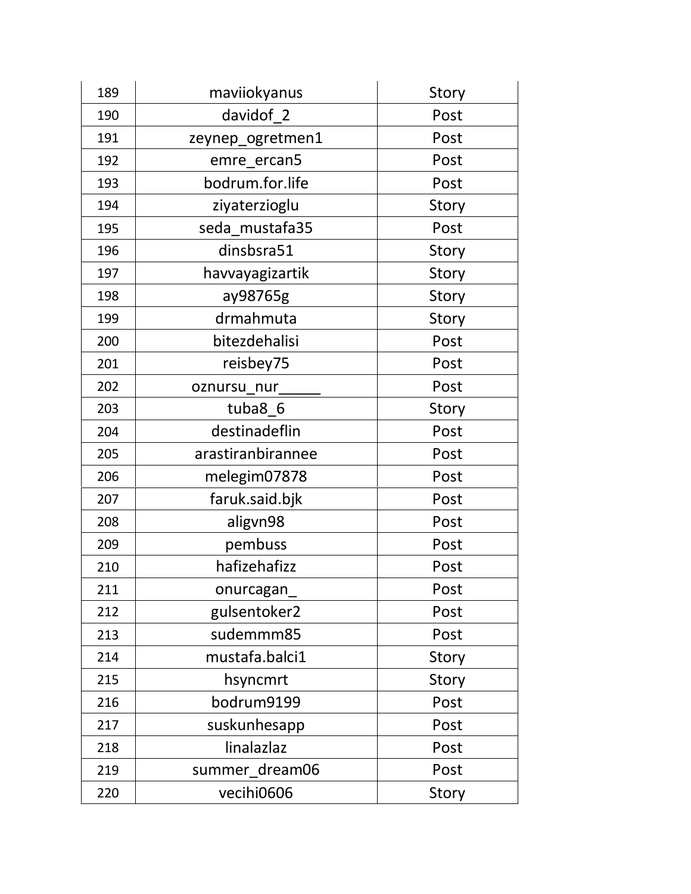| 189 | maviiokyanus | Story |
|---|---|---|
| 190 | davidof_2 | Post |
| 191 | zeynep_ogretmen1 | Post |
| 192 | emre_ercan5 | Post |
| 193 | bodrum.for.life | Post |
| 194 | ziyaterzioglu | Story |
| 195 | seda_mustafa35 | Post |
| 196 | dinsbsra51 | Story |
| 197 | havvayagizartik | Story |
| 198 | ay98765g | Story |
| 199 | drmahmuta | Story |
| 200 | bitezdehalisi | Post |
| 201 | reisbey75 | Post |
| 202 | oznursu_nur_____ | Post |
| 203 | tuba8_6 | Story |
| 204 | destinadeflin | Post |
| 205 | arastiranbirannee | Post |
| 206 | melegim07878 | Post |
| 207 | faruk.said.bjk | Post |
| 208 | aligvn98 | Post |
| 209 | pembuss | Post |
| 210 | hafizehafizz | Post |
| 211 | onurcagan_ | Post |
| 212 | gulsentoker2 | Post |
| 213 | sudemmm85 | Post |
| 214 | mustafa.balci1 | Story |
| 215 | hsyncmrt | Story |
| 216 | bodrum9199 | Post |
| 217 | suskunhesapp | Post |
| 218 | linalazlaz | Post |
| 219 | summer_dream06 | Post |
| 220 | vecihi0606 | Story |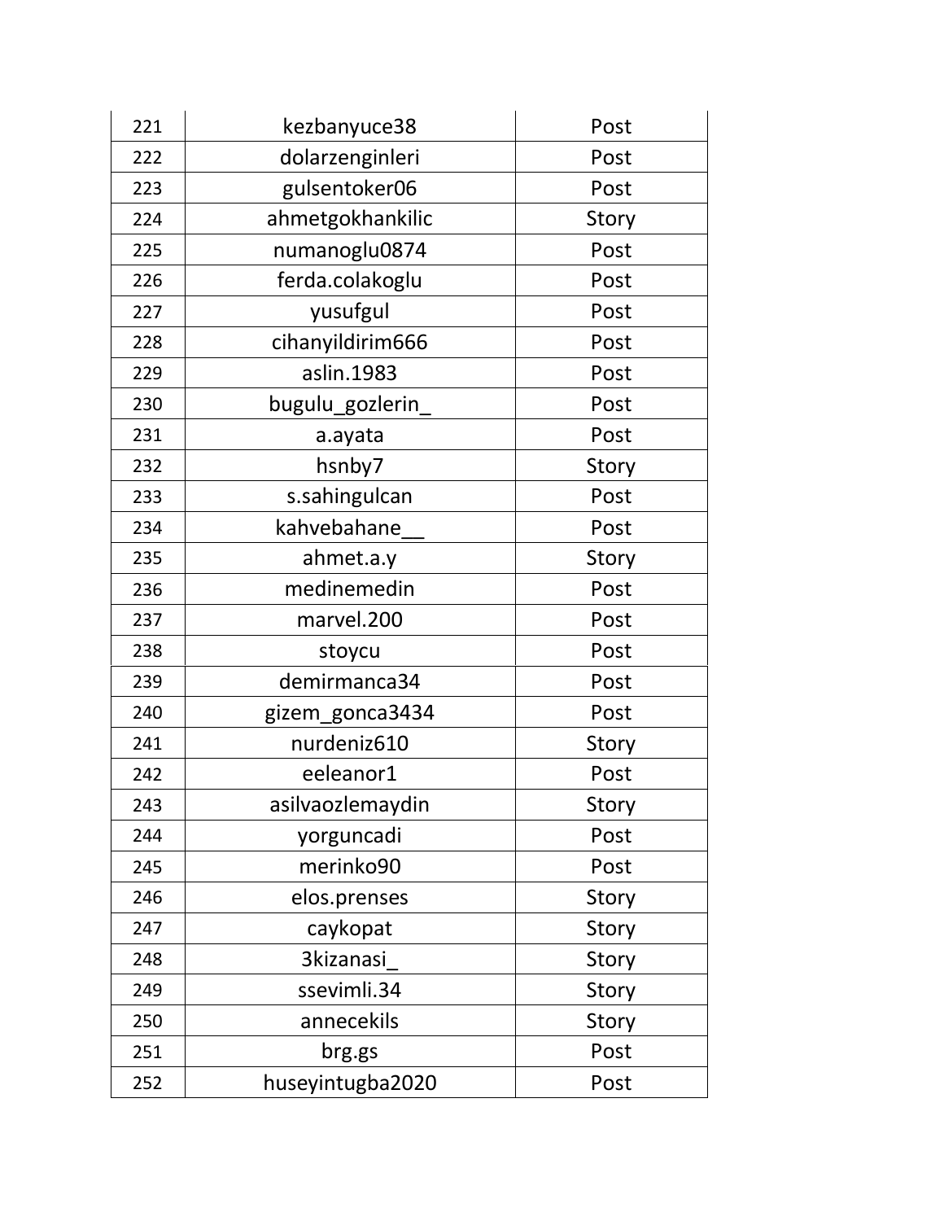| 221 | kezbanyuce38 | Post |
|---|---|---|
| 222 | dolarzenginleri | Post |
| 223 | gulsentoker06 | Post |
| 224 | ahmetgokhankilic | Story |
| 225 | numanoglu0874 | Post |
| 226 | ferda.colakoglu | Post |
| 227 | yusufgul | Post |
| 228 | cihanyildirim666 | Post |
| 229 | aslin.1983 | Post |
| 230 | bugulu_gozlerin_ | Post |
| 231 | a.ayata | Post |
| 232 | hsnby7 | Story |
| 233 | s.sahingulcan | Post |
| 234 | kahvebahane__ | Post |
| 235 | ahmet.a.y | Story |
| 236 | medinemedin | Post |
| 237 | marvel.200 | Post |
| 238 | stoycu | Post |
| 239 | demirmanca34 | Post |
| 240 | gizem_gonca3434 | Post |
| 241 | nurdeniz610 | Story |
| 242 | eeleanor1 | Post |
| 243 | asilvaozlemaydin | Story |
| 244 | yorguncadi | Post |
| 245 | merinko90 | Post |
| 246 | elos.prenses | Story |
| 247 | caykopat | Story |
| 248 | 3kizanasi_ | Story |
| 249 | ssevimli.34 | Story |
| 250 | annecekils | Story |
| 251 | brg.gs | Post |
| 252 | huseyintugba2020 | Post |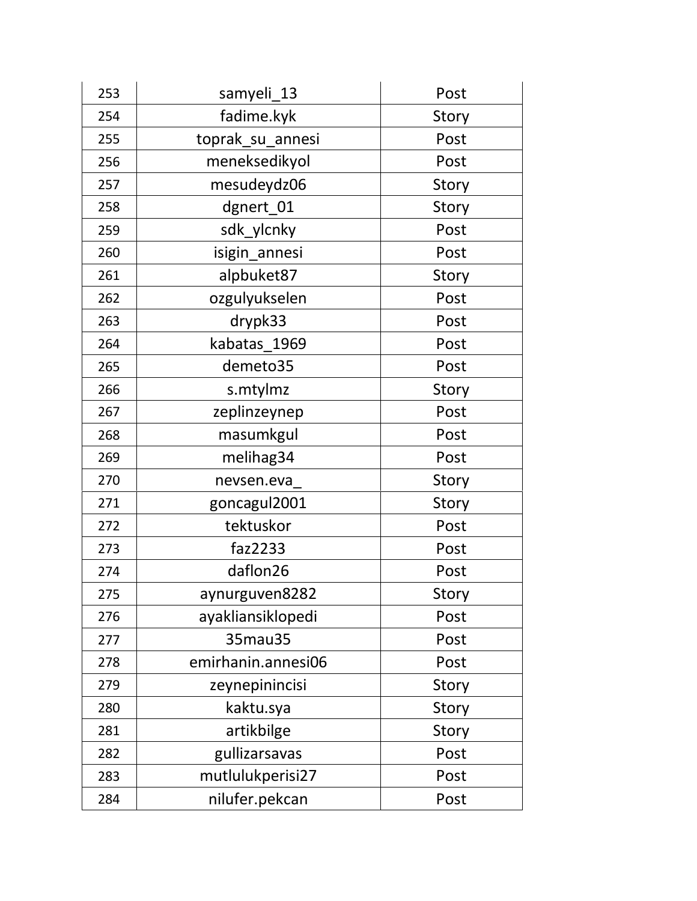| 253 | samyeli_13 | Post |
|---|---|---|
| 254 | fadime.kyk | Story |
| 255 | toprak_su_annesi | Post |
| 256 | meneksedikyol | Post |
| 257 | mesudeydz06 | Story |
| 258 | dgnert_01 | Story |
| 259 | sdk_ylcnky | Post |
| 260 | isigin_annesi | Post |
| 261 | alpbuket87 | Story |
| 262 | ozgulyukselen | Post |
| 263 | drypk33 | Post |
| 264 | kabatas_1969 | Post |
| 265 | demeto35 | Post |
| 266 | s.mtylmz | Story |
| 267 | zeplinzeynep | Post |
| 268 | masumkgul | Post |
| 269 | melihag34 | Post |
| 270 | nevsen.eva_ | Story |
| 271 | goncagul2001 | Story |
| 272 | tektuskor | Post |
| 273 | faz2233 | Post |
| 274 | daflon26 | Post |
| 275 | aynurguven8282 | Story |
| 276 | ayakliansiklopedi | Post |
| 277 | 35mau35 | Post |
| 278 | emirhanin.annesi06 | Post |
| 279 | zeynepinincisi | Story |
| 280 | kaktu.sya | Story |
| 281 | artikbilge | Story |
| 282 | gullizarsavas | Post |
| 283 | mutlulukperisi27 | Post |
| 284 | nilufer.pekcan | Post |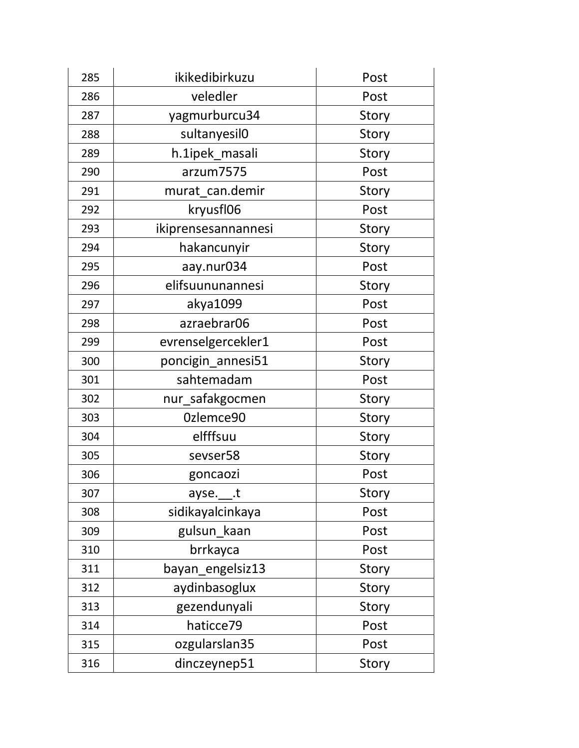| 285 | ikikedibirkuzu | Post |
| --- | --- | --- |
| 286 | veledler | Post |
| 287 | yagmurburcu34 | Story |
| 288 | sultanyesil0 | Story |
| 289 | h.1ipek_masali | Story |
| 290 | arzum7575 | Post |
| 291 | murat_can.demir | Story |
| 292 | kryusfl06 | Post |
| 293 | ikiprensesannannesi | Story |
| 294 | hakancunyir | Story |
| 295 | aay.nur034 | Post |
| 296 | elifsuununannesi | Story |
| 297 | akya1099 | Post |
| 298 | azraebrar06 | Post |
| 299 | evrenselgercekler1 | Post |
| 300 | poncigin_annesi51 | Story |
| 301 | sahtemadam | Post |
| 302 | nur_safakgocmen | Story |
| 303 | 0zlemce90 | Story |
| 304 | elfffsuu | Story |
| 305 | sevser58 | Story |
| 306 | goncaozi | Post |
| 307 | ayse.__.t | Story |
| 308 | sidikayalcinkaya | Post |
| 309 | gulsun_kaan | Post |
| 310 | brrkayca | Post |
| 311 | bayan_engelsiz13 | Story |
| 312 | aydinbasoglux | Story |
| 313 | gezendunyali | Story |
| 314 | haticce79 | Post |
| 315 | ozgularslan35 | Post |
| 316 | dinczeynep51 | Story |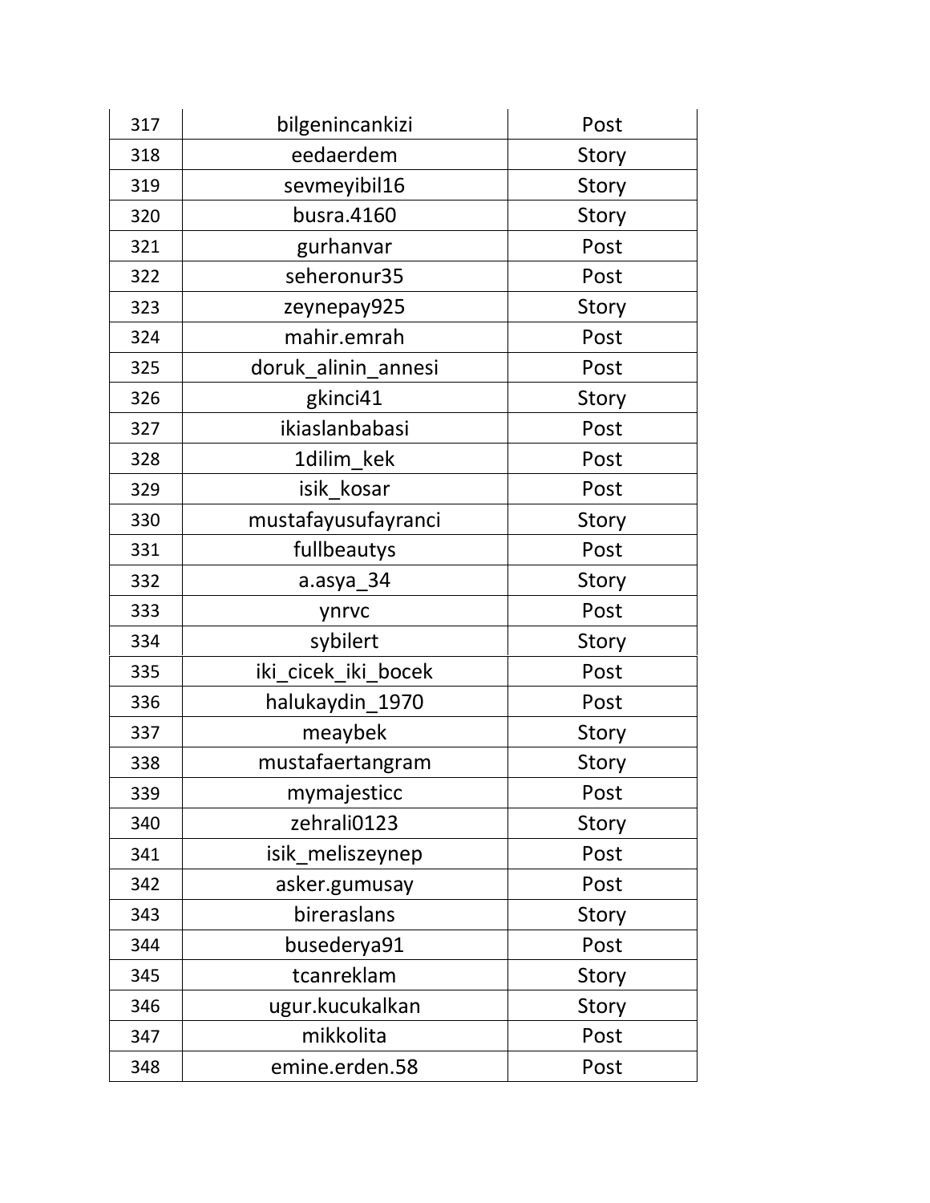| | | |
|---|---|---|
| 317 | bilgenincankizi | Post |
| 318 | eedaerdem | Story |
| 319 | sevmeyibil16 | Story |
| 320 | busra.4160 | Story |
| 321 | gurhanvar | Post |
| 322 | seheronur35 | Post |
| 323 | zeynepay925 | Story |
| 324 | mahir.emrah | Post |
| 325 | doruk_alinin_annesi | Post |
| 326 | gkinci41 | Story |
| 327 | ikiaslanbabasi | Post |
| 328 | 1dilim_kek | Post |
| 329 | isik_kosar | Post |
| 330 | mustafayusufayranci | Story |
| 331 | fullbeautys | Post |
| 332 | a.asya_34 | Story |
| 333 | ynrvc | Post |
| 334 | sybilert | Story |
| 335 | iki_cicek_iki_bocek | Post |
| 336 | halukaydin_1970 | Post |
| 337 | meaybek | Story |
| 338 | mustafaertangram | Story |
| 339 | mymajesticc | Post |
| 340 | zehrali0123 | Story |
| 341 | isik_meliszeynep | Post |
| 342 | asker.gumusay | Post |
| 343 | bireraslans | Story |
| 344 | busederya91 | Post |
| 345 | tcanreklam | Story |
| 346 | ugur.kucukalkan | Story |
| 347 | mikkolita | Post |
| 348 | emine.erden.58 | Post |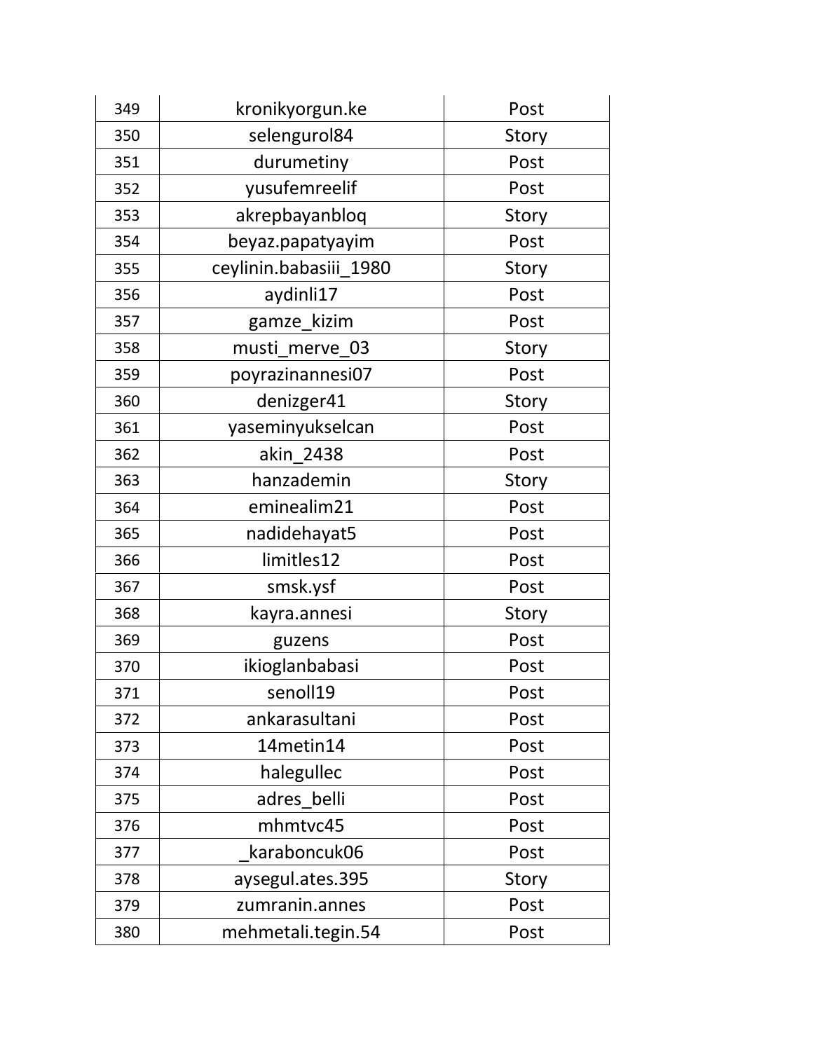| | | |
|---|---|---|
| 349 | kronikyorgun.ke | Post |
| 350 | selengurol84 | Story |
| 351 | durumetiny | Post |
| 352 | yusufemreelif | Post |
| 353 | akrepbayanbloq | Story |
| 354 | beyaz.papatyayim | Post |
| 355 | ceylinin.babasiii_1980 | Story |
| 356 | aydinli17 | Post |
| 357 | gamze_kizim | Post |
| 358 | musti_merve_03 | Story |
| 359 | poyrazinannesi07 | Post |
| 360 | denizger41 | Story |
| 361 | yaseminyukselcan | Post |
| 362 | akin_2438 | Post |
| 363 | hanzademin | Story |
| 364 | eminealim21 | Post |
| 365 | nadidehayat5 | Post |
| 366 | limitles12 | Post |
| 367 | smsk.ysf | Post |
| 368 | kayra.annesi | Story |
| 369 | guzens | Post |
| 370 | ikioglanbabasi | Post |
| 371 | senoll19 | Post |
| 372 | ankarasultani | Post |
| 373 | 14metin14 | Post |
| 374 | halegullec | Post |
| 375 | adres_belli | Post |
| 376 | mhmtvc45 | Post |
| 377 | _karaboncuk06 | Post |
| 378 | aysegul.ates.395 | Story |
| 379 | zumranin.annes | Post |
| 380 | mehmetali.tegin.54 | Post |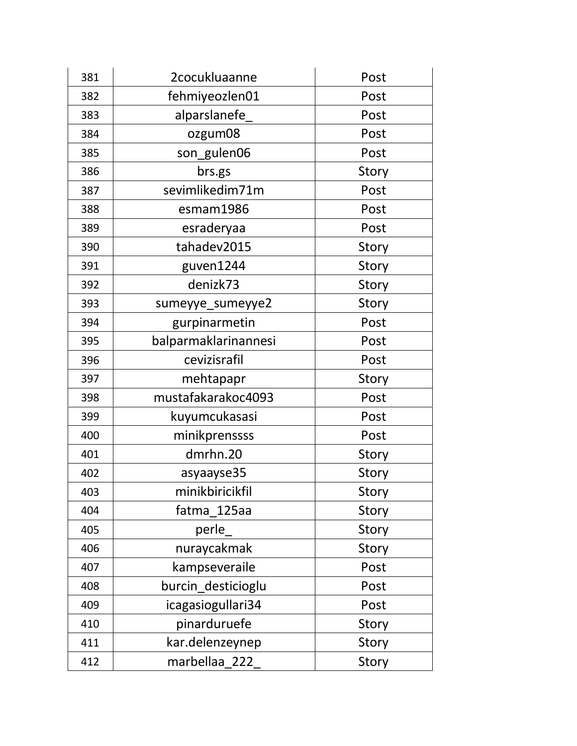| 381 | 2cocukluaanne | Post |
|---|---|---|
| 382 | fehmiyeozlen01 | Post |
| 383 | alparslanefe_ | Post |
| 384 | ozgum08 | Post |
| 385 | son_gulen06 | Post |
| 386 | brs.gs | Story |
| 387 | sevimlikedim71m | Post |
| 388 | esmam1986 | Post |
| 389 | esraderyaa | Post |
| 390 | tahadev2015 | Story |
| 391 | guven1244 | Story |
| 392 | denizk73 | Story |
| 393 | sumeyye_sumeyye2 | Story |
| 394 | gurpinarmetin | Post |
| 395 | balparmaklarinannesi | Post |
| 396 | cevizisrafil | Post |
| 397 | mehtapapr | Story |
| 398 | mustafakarakoc4093 | Post |
| 399 | kuyumcukasasi | Post |
| 400 | minikprenssss | Post |
| 401 | dmrhn.20 | Story |
| 402 | asyaayse35 | Story |
| 403 | minikbiricikfil | Story |
| 404 | fatma_125aa | Story |
| 405 | perle_ | Story |
| 406 | nuraycakmak | Story |
| 407 | kampseveraile | Post |
| 408 | burcin_desticioglu | Post |
| 409 | icagasiogullari34 | Post |
| 410 | pinarduruefe | Story |
| 411 | kar.delenzeynep | Story |
| 412 | marbellaa_222_ | Story |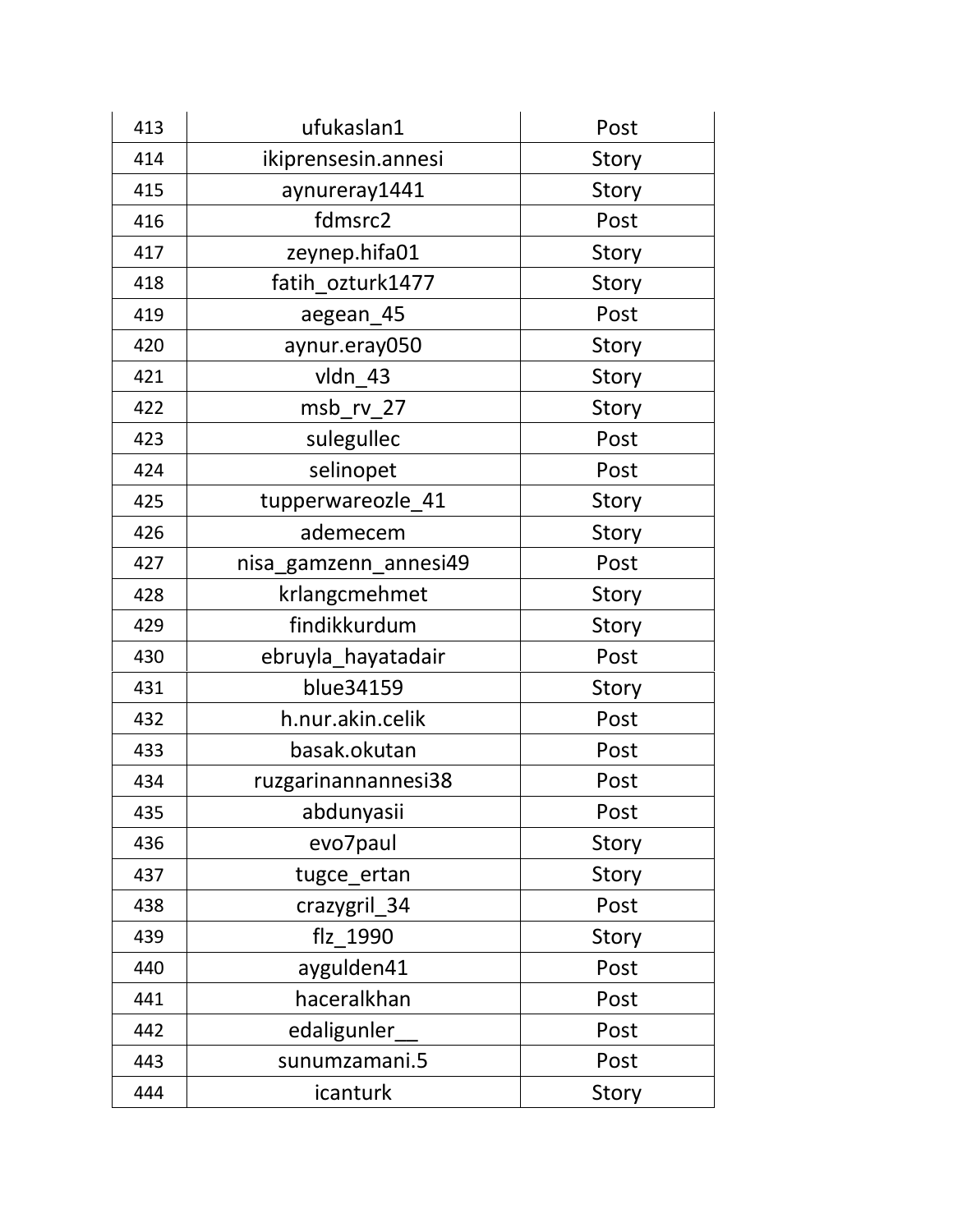| 413 | ufukaslan1 | Post |
|---|---|---|
| 414 | ikiprensesin.annesi | Story |
| 415 | aynureray1441 | Story |
| 416 | fdmsrc2 | Post |
| 417 | zeynep.hifa01 | Story |
| 418 | fatih_ozturk1477 | Story |
| 419 | aegean_45 | Post |
| 420 | aynur.eray050 | Story |
| 421 | vldn_43 | Story |
| 422 | msb_rv_27 | Story |
| 423 | sulegullec | Post |
| 424 | selinopet | Post |
| 425 | tupperwareozle_41 | Story |
| 426 | ademecem | Story |
| 427 | nisa_gamzenn_annesi49 | Post |
| 428 | krlangcmehmet | Story |
| 429 | findikkurdum | Story |
| 430 | ebruyla_hayatadair | Post |
| 431 | blue34159 | Story |
| 432 | h.nur.akin.celik | Post |
| 433 | basak.okutan | Post |
| 434 | ruzgarinannannesi38 | Post |
| 435 | abdunyasii | Post |
| 436 | evo7paul | Story |
| 437 | tugce_ertan | Story |
| 438 | crazygril_34 | Post |
| 439 | flz_1990 | Story |
| 440 | aygulden41 | Post |
| 441 | haceralkhan | Post |
| 442 | edaligunler__ | Post |
| 443 | sunumzamani.5 | Post |
| 444 | icanturk | Story |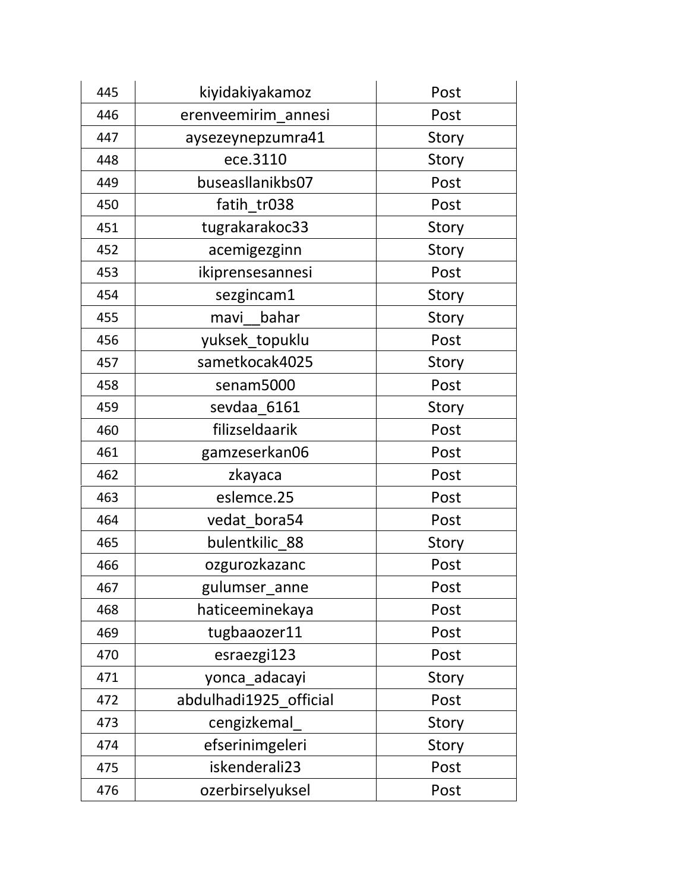| | | |
|---|---|---|
| 445 | kiyidakiyakamoz | Post |
| 446 | erenveemirim_annesi | Post |
| 447 | aysezeynepzumra41 | Story |
| 448 | ece.3110 | Story |
| 449 | buseasllanikbs07 | Post |
| 450 | fatih_tr038 | Post |
| 451 | tugrakarakoc33 | Story |
| 452 | acemigezginn | Story |
| 453 | ikiprensesannesi | Post |
| 454 | sezgincam1 | Story |
| 455 | mavi__bahar | Story |
| 456 | yuksek_topuklu | Post |
| 457 | sametkocak4025 | Story |
| 458 | senam5000 | Post |
| 459 | sevdaa_6161 | Story |
| 460 | filizseldaarik | Post |
| 461 | gamzeserkan06 | Post |
| 462 | zkayaca | Post |
| 463 | eslemce.25 | Post |
| 464 | vedat_bora54 | Post |
| 465 | bulentkilic_88 | Story |
| 466 | ozgurozkazanc | Post |
| 467 | gulumser_anne | Post |
| 468 | haticeeminekaya | Post |
| 469 | tugbaaozer11 | Post |
| 470 | esraezgi123 | Post |
| 471 | yonca_adacayi | Story |
| 472 | abdulhadi1925_official | Post |
| 473 | cengizkemal_ | Story |
| 474 | efserinimgeleri | Story |
| 475 | iskenderali23 | Post |
| 476 | ozerbirselyuksel | Post |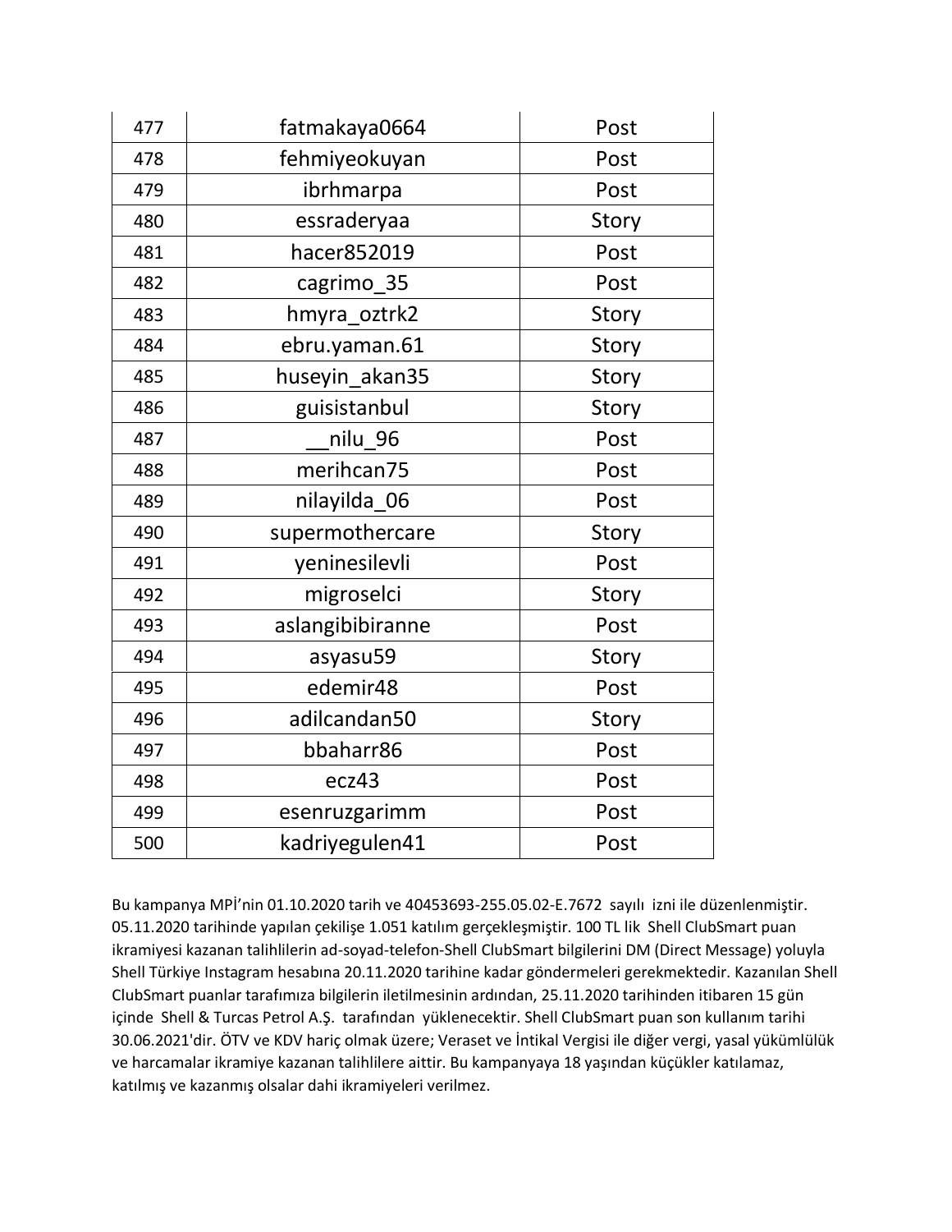| | | |
|---|---|---|
| 477 | fatmakaya0664 | Post |
| 478 | fehmiyeokuyan | Post |
| 479 | ibrhmarpa | Post |
| 480 | essraderyaa | Story |
| 481 | hacer852019 | Post |
| 482 | cagrimo_35 | Post |
| 483 | hmyra_oztrk2 | Story |
| 484 | ebru.yaman.61 | Story |
| 485 | huseyin_akan35 | Story |
| 486 | guisistanbul | Story |
| 487 | __nilu_96 | Post |
| 488 | merihcan75 | Post |
| 489 | nilayilda_06 | Post |
| 490 | supermothercare | Story |
| 491 | yeninesilevli | Post |
| 492 | migroselci | Story |
| 493 | aslangibibiranne | Post |
| 494 | asyasu59 | Story |
| 495 | edemir48 | Post |
| 496 | adilcandan50 | Story |
| 497 | bbaharr86 | Post |
| 498 | ecz43 | Post |
| 499 | esenruzgarimm | Post |
| 500 | kadriyegulen41 | Post |

Bu kampanya MPİ'nin 01.10.2020 tarih ve 40453693-255.05.02-E.7672 sayılı izni ile düzenlenmiştir. 05.11.2020 tarihinde yapılan çekilişe 1.051 katılım gerçekleşmiştir. 100 TL lik Shell ClubSmart puan ikramiyesi kazanan talihlilerin ad-soyad-telefon-Shell ClubSmart bilgilerini DM (Direct Message) yoluyla Shell Türkiye Instagram hesabına 20.11.2020 tarihine kadar göndermeleri gerekmektedir. Kazanılan Shell ClubSmart puanlar tarafımıza bilgilerin iletilmesinin ardından, 25.11.2020 tarihinden itibaren 15 gün içinde Shell & Turcas Petrol A.Ş. tarafından yüklenecektir. Shell ClubSmart puan son kullanım tarihi 30.06.2021'dir. ÖTV ve KDV hariç olmak üzere; Veraset ve İntikal Vergisi ile diğer vergi, yasal yükümlülük ve harcamalar ikramiye kazanan talihlilere aittir. Bu kampanyaya 18 yaşından küçükler katılamaz, katılmış ve kazanmış olsalar dahi ikramiyeleri verilmez.